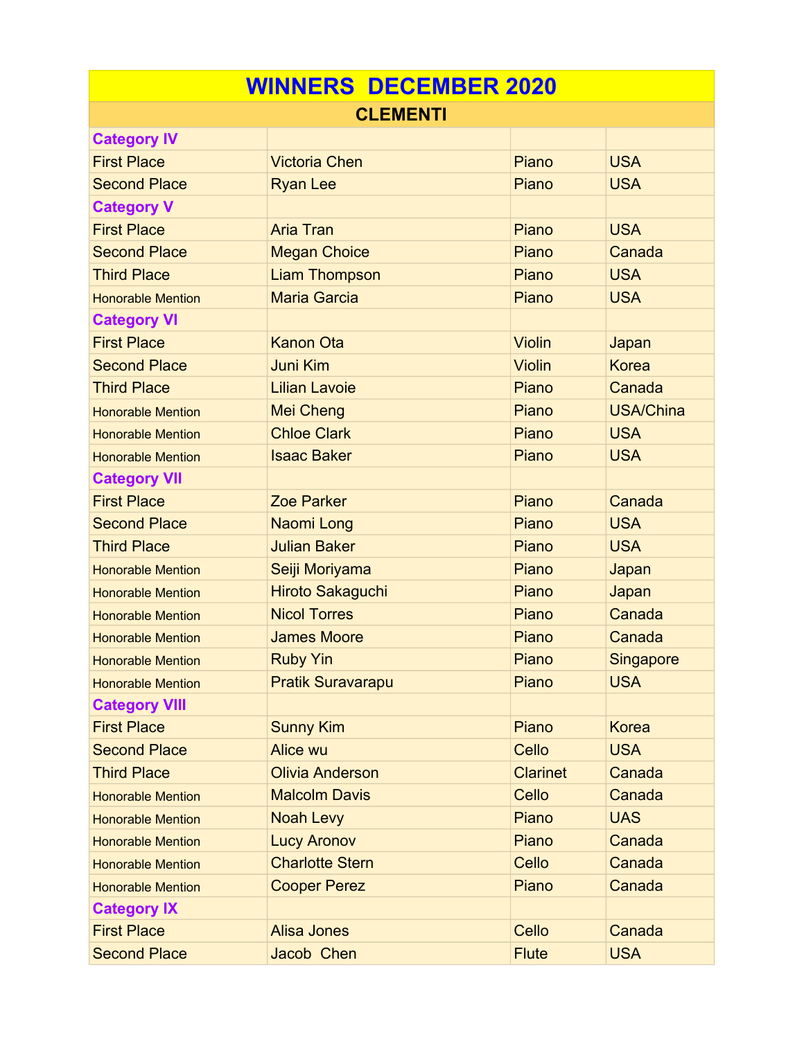# WINNERS DECEMBER 2020

## CLEMENTI

| | | | |
|---|---|---|---|
| **Category IV** | | | |
| First Place | Victoria Chen | Piano | USA |
| Second Place | Ryan Lee | Piano | USA |
| **Category V** | | | |
| First Place | Aria Tran | Piano | USA |
| Second Place | Megan Choice | Piano | Canada |
| Third Place | Liam Thompson | Piano | USA |
| Honorable Mention | Maria Garcia | Piano | USA |
| **Category VI** | | | |
| First Place | Kanon Ota | Violin | Japan |
| Second Place | Juni Kim | Violin | Korea |
| Third Place | Lilian Lavoie | Piano | Canada |
| Honorable Mention | Mei Cheng | Piano | USA/China |
| Honorable Mention | Chloe Clark | Piano | USA |
| Honorable Mention | Isaac Baker | Piano | USA |
| **Category VII** | | | |
| First Place | Zoe Parker | Piano | Canada |
| Second Place | Naomi Long | Piano | USA |
| Third Place | Julian Baker | Piano | USA |
| Honorable Mention | Seiji Moriyama | Piano | Japan |
| Honorable Mention | Hiroto Sakaguchi | Piano | Japan |
| Honorable Mention | Nicol Torres | Piano | Canada |
| Honorable Mention | James Moore | Piano | Canada |
| Honorable Mention | Ruby Yin | Piano | Singapore |
| Honorable Mention | Pratik Suravarapu | Piano | USA |
| **Category VIII** | | | |
| First Place | Sunny Kim | Piano | Korea |
| Second Place | Alice wu | Cello | USA |
| Third Place | Olivia Anderson | Clarinet | Canada |
| Honorable Mention | Malcolm Davis | Cello | Canada |
| Honorable Mention | Noah Levy | Piano | UAS |
| Honorable Mention | Lucy Aronov | Piano | Canada |
| Honorable Mention | Charlotte Stern | Cello | Canada |
| Honorable Mention | Cooper Perez | Piano | Canada |
| **Category IX** | | | |
| First Place | Alisa Jones | Cello | Canada |
| Second Place | Jacob Chen | Flute | USA |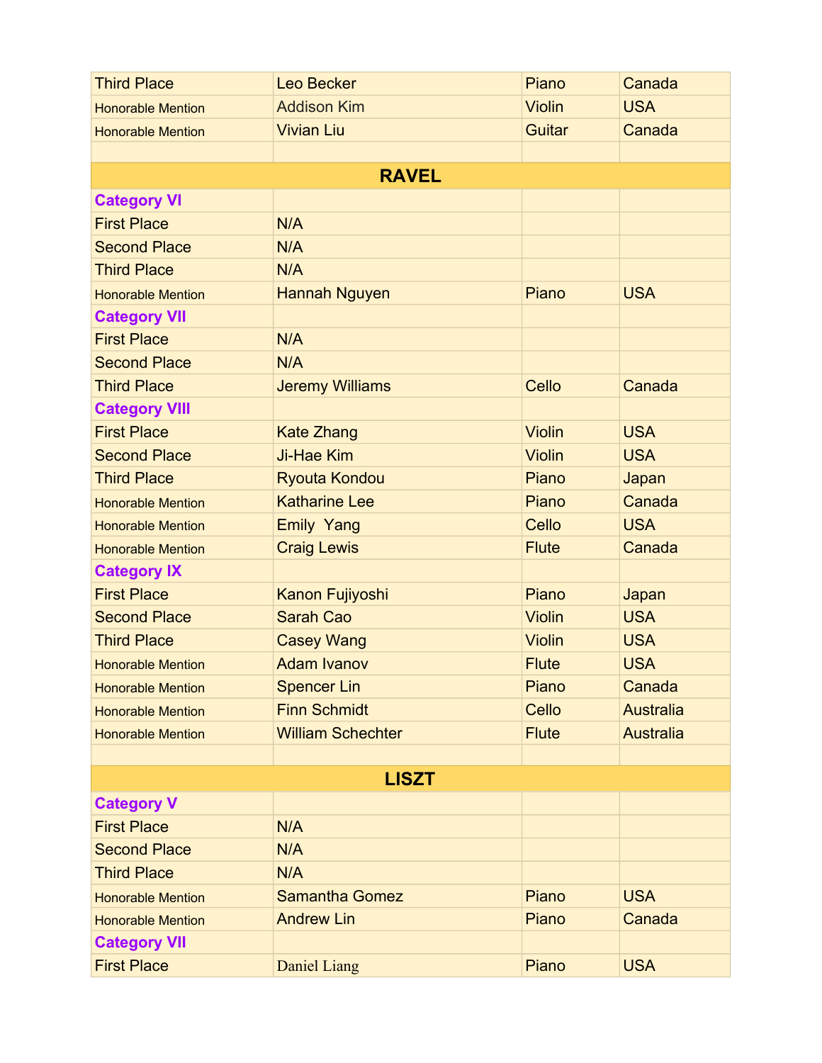| | | | |
|---|---|---|---|
| Third Place | Leo Becker | Piano | Canada |
| Honorable Mention | Addison Kim | Violin | USA |
| Honorable Mention | Vivian Liu | Guitar | Canada |
| | | | |
| **RAVEL** | | | |
| **Category VI** | | | |
| First Place | N/A | | |
| Second Place | N/A | | |
| Third Place | N/A | | |
| Honorable Mention | Hannah Nguyen | Piano | USA |
| **Category VII** | | | |
| First Place | N/A | | |
| Second Place | N/A | | |
| Third Place | Jeremy Williams | Cello | Canada |
| **Category VIII** | | | |
| First Place | Kate Zhang | Violin | USA |
| Second Place | Ji-Hae Kim | Violin | USA |
| Third Place | Ryouta Kondou | Piano | Japan |
| Honorable Mention | Katharine Lee | Piano | Canada |
| Honorable Mention | Emily Yang | Cello | USA |
| Honorable Mention | Craig Lewis | Flute | Canada |
| **Category IX** | | | |
| First Place | Kanon Fujiyoshi | Piano | Japan |
| Second Place | Sarah Cao | Violin | USA |
| Third Place | Casey Wang | Violin | USA |
| Honorable Mention | Adam Ivanov | Flute | USA |
| Honorable Mention | Spencer Lin | Piano | Canada |
| Honorable Mention | Finn Schmidt | Cello | Australia |
| Honorable Mention | William Schechter | Flute | Australia |
| | | | |
| **LISZT** | | | |
| **Category V** | | | |
| First Place | N/A | | |
| Second Place | N/A | | |
| Third Place | N/A | | |
| Honorable Mention | Samantha Gomez | Piano | USA |
| Honorable Mention | Andrew Lin | Piano | Canada |
| **Category VII** | | | |
| First Place | Daniel Liang | Piano | USA |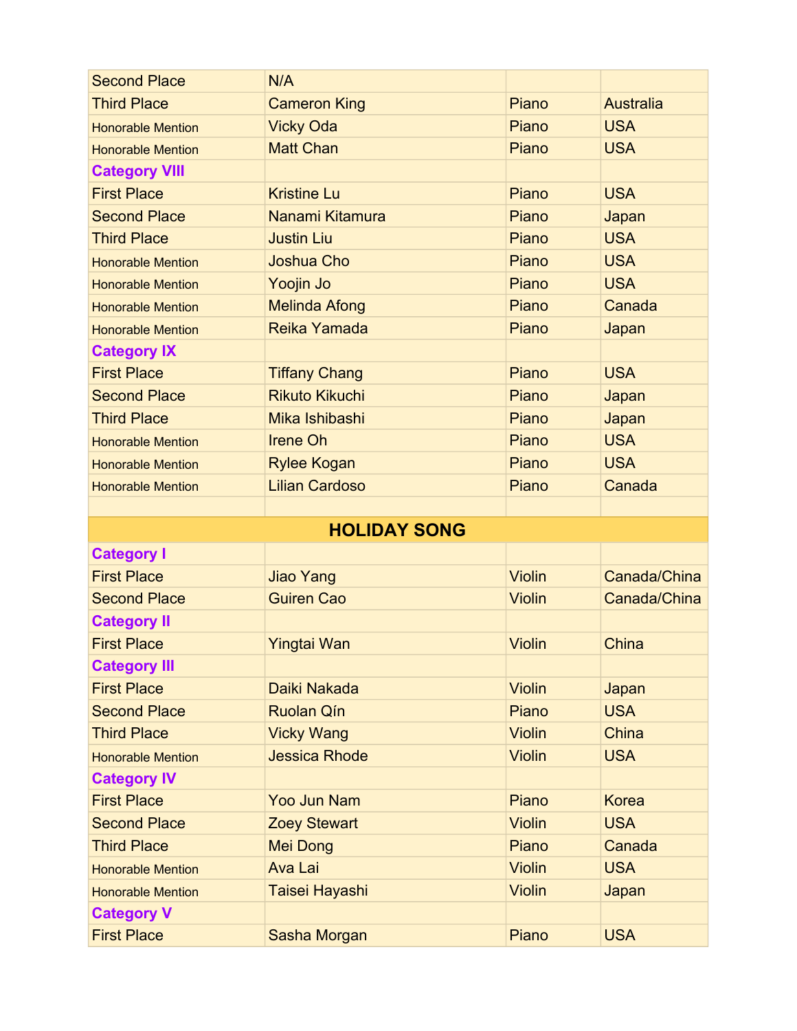| | | | |
|---|---|---|---|
| Second Place | N/A | | |
| Third Place | Cameron King | Piano | Australia |
| Honorable Mention | Vicky Oda | Piano | USA |
| Honorable Mention | Matt Chan | Piano | USA |
| **Category VIII** | | | |
| First Place | Kristine Lu | Piano | USA |
| Second Place | Nanami Kitamura | Piano | Japan |
| Third Place | Justin Liu | Piano | USA |
| Honorable Mention | Joshua Cho | Piano | USA |
| Honorable Mention | Yoojin Jo | Piano | USA |
| Honorable Mention | Melinda Afong | Piano | Canada |
| Honorable Mention | Reika Yamada | Piano | Japan |
| **Category IX** | | | |
| First Place | Tiffany Chang | Piano | USA |
| Second Place | Rikuto Kikuchi | Piano | Japan |
| Third Place | Mika Ishibashi | Piano | Japan |
| Honorable Mention | Irene Oh | Piano | USA |
| Honorable Mention | Rylee Kogan | Piano | USA |
| Honorable Mention | Lilian Cardoso | Piano | Canada |
| | | | |
| **HOLIDAY SONG** | | | |
| **Category I** | | | |
| First Place | Jiao Yang | Violin | Canada/China |
| Second Place | Guiren Cao | Violin | Canada/China |
| **Category II** | | | |
| First Place | Yingtai Wan | Violin | China |
| **Category III** | | | |
| First Place | Daiki Nakada | Violin | Japan |
| Second Place | Ruolan Qín | Piano | USA |
| Third Place | Vicky Wang | Violin | China |
| Honorable Mention | Jessica Rhode | Violin | USA |
| **Category IV** | | | |
| First Place | Yoo Jun Nam | Piano | Korea |
| Second Place | Zoey Stewart | Violin | USA |
| Third Place | Mei Dong | Piano | Canada |
| Honorable Mention | Ava Lai | Violin | USA |
| Honorable Mention | Taisei Hayashi | Violin | Japan |
| **Category V** | | | |
| First Place | Sasha Morgan | Piano | USA |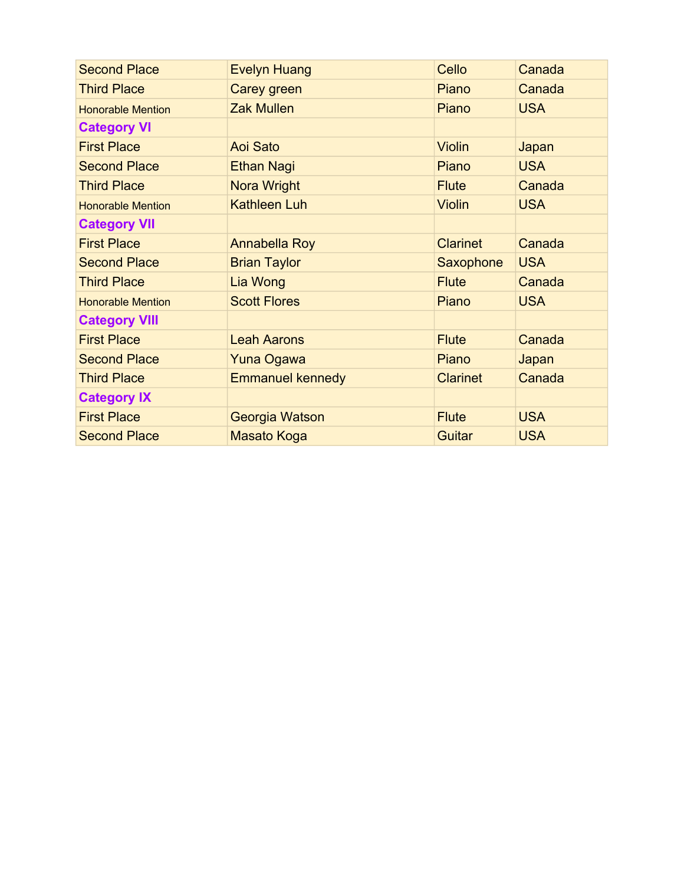| | | | |
|---|---|---|---|
| Second Place | Evelyn Huang | Cello | Canada |
| Third Place | Carey green | Piano | Canada |
| Honorable Mention | Zak Mullen | Piano | USA |
| **Category VI** | | | |
| First Place | Aoi Sato | Violin | Japan |
| Second Place | Ethan Nagi | Piano | USA |
| Third Place | Nora Wright | Flute | Canada |
| Honorable Mention | Kathleen Luh | Violin | USA |
| **Category VII** | | | |
| First Place | Annabella Roy | Clarinet | Canada |
| Second Place | Brian Taylor | Saxophone | USA |
| Third Place | Lia Wong | Flute | Canada |
| Honorable Mention | Scott Flores | Piano | USA |
| **Category VIII** | | | |
| First Place | Leah Aarons | Flute | Canada |
| Second Place | Yuna Ogawa | Piano | Japan |
| Third Place | Emmanuel kennedy | Clarinet | Canada |
| **Category IX** | | | |
| First Place | Georgia Watson | Flute | USA |
| Second Place | Masato Koga | Guitar | USA |